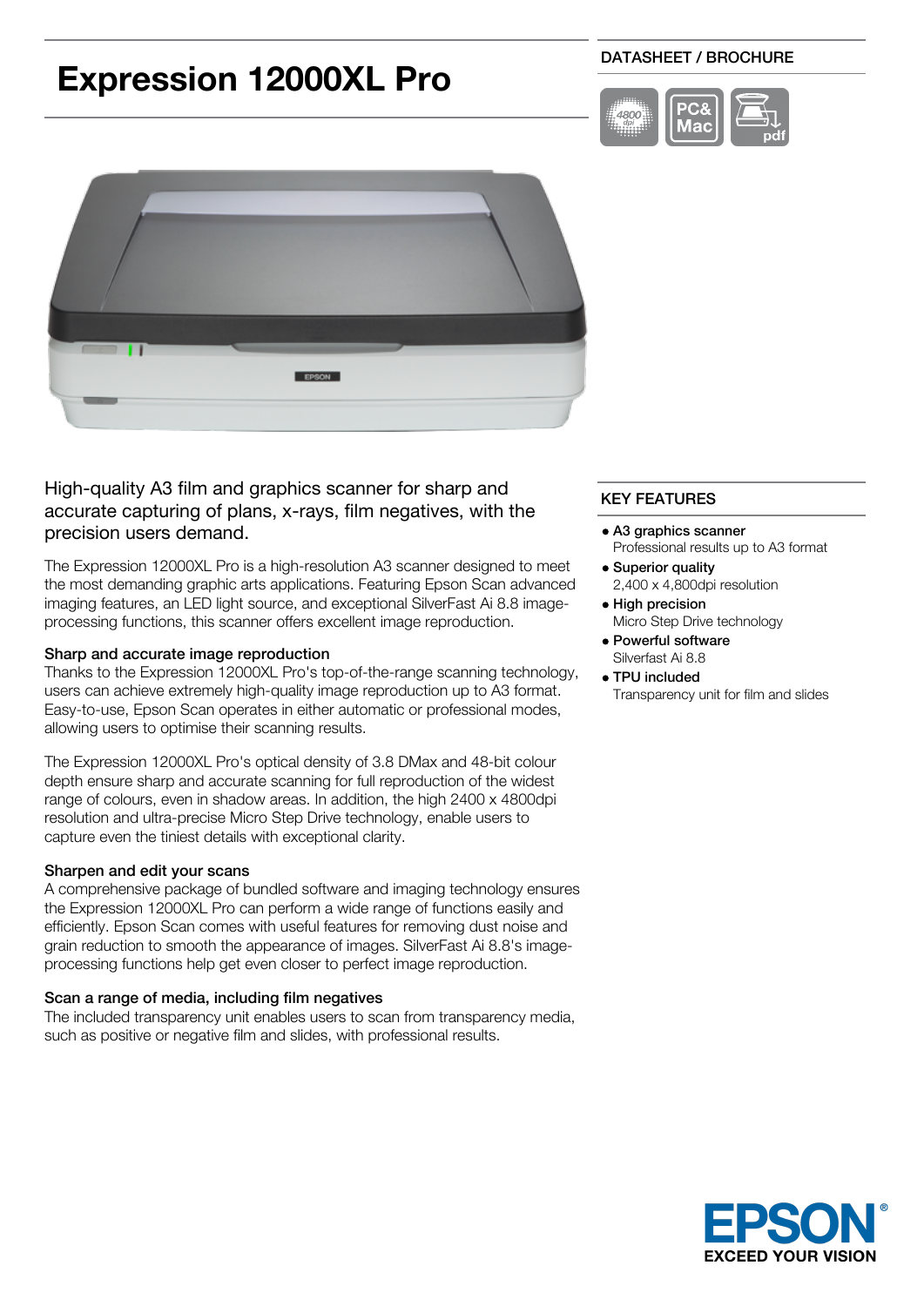# Expression 12000XL Pro

DATASHEET / BROCHURE

High-quality A3 film and graphics scanner for sharp and accurate capturing of plans, x-rays, film negatives, with the precision users demand.

The Expression 12000XL Pro is a high-resolution A3 scanner designed to meet the most demanding graphic arts applications. Featuring Epson Scan advanced imaging features, an LED light source, and exceptional SilverFast Ai 8.8 image-processing functions, this scanner offers excellent image reproduction.

### Sharp and accurate image reproduction

Thanks to the Expression 12000XL Pro's top-of-the-range scanning technology, users can achieve extremely high-quality image reproduction up to A3 format. Easy-to-use, Epson Scan operates in either automatic or professional modes, allowing users to optimise their scanning results.

The Expression 12000XL Pro's optical density of 3.8 DMax and 48-bit colour depth ensure sharp and accurate scanning for full reproduction of the widest range of colours, even in shadow areas. In addition, the high 2400 x 4800dpi resolution and ultra-precise Micro Step Drive technology, enable users to capture even the tiniest details with exceptional clarity.

### Sharpen and edit your scans

A comprehensive package of bundled software and imaging technology ensures the Expression 12000XL Pro can perform a wide range of functions easily and efficiently. Epson Scan comes with useful features for removing dust noise and grain reduction to smooth the appearance of images. SilverFast Ai 8.8's image-processing functions help get even closer to perfect image reproduction.

### Scan a range of media, including film negatives

The included transparency unit enables users to scan from transparency media, such as positive or negative film and slides, with professional results.

## KEY FEATURES

- **A3 graphics scanner**
  Professional results up to A3 format
- **Superior quality**
  2,400 x 4,800dpi resolution
- **High precision**
  Micro Step Drive technology
- **Powerful software**
  Silverfast Ai 8.8
- **TPU included**
  Transparency unit for film and slides

EPSON
EXCEED YOUR VISION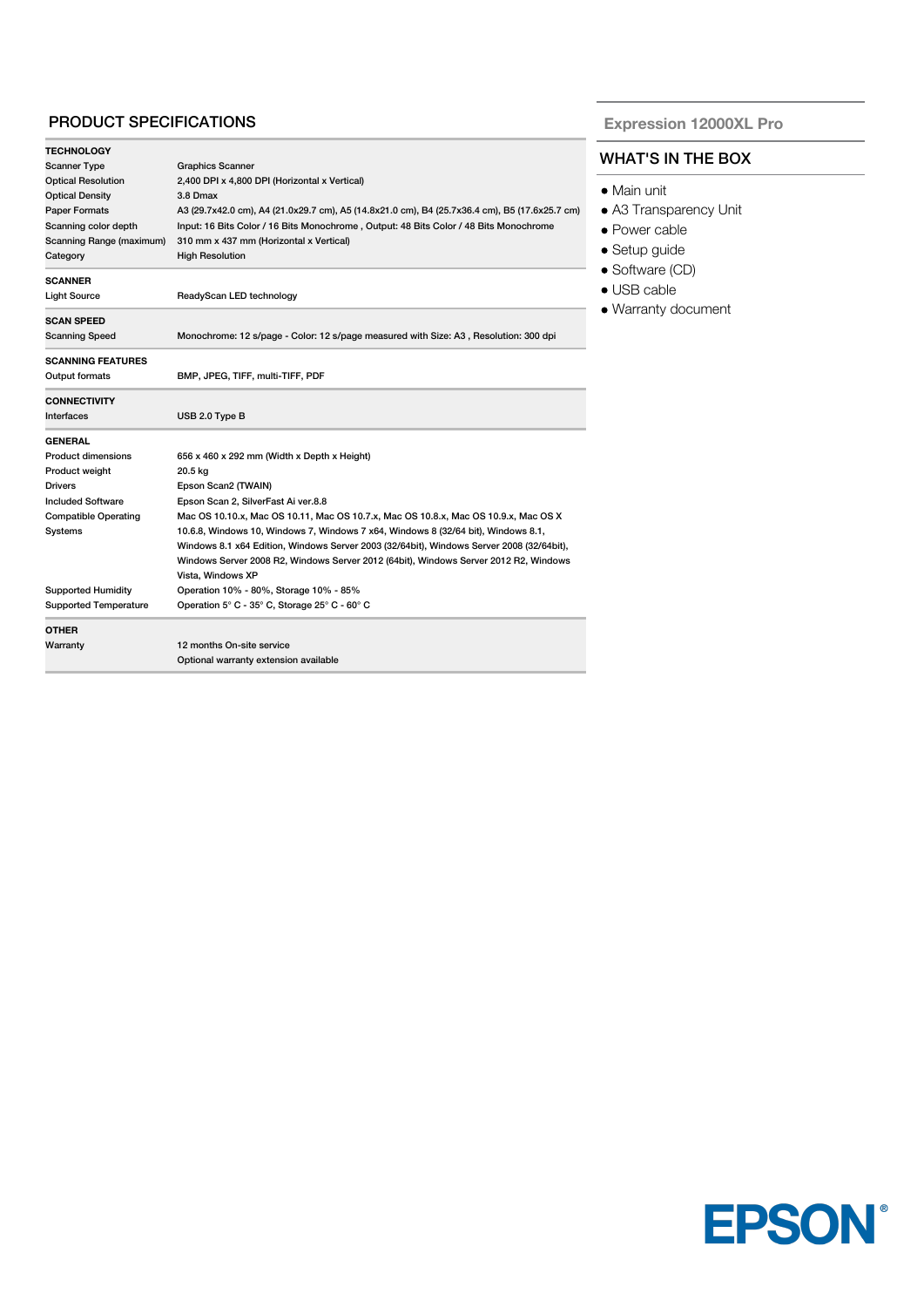## PRODUCT SPECIFICATIONS

| **TECHNOLOGY** | |
|---|---|
| Scanner Type | Graphics Scanner |
| Optical Resolution | 2,400 DPI x 4,800 DPI (Horizontal x Vertical) |
| Optical Density | 3.8 Dmax |
| Paper Formats | A3 (29.7x42.0 cm), A4 (21.0x29.7 cm), A5 (14.8x21.0 cm), B4 (25.7x36.4 cm), B5 (17.6x25.7 cm) |
| Scanning color depth | Input: 16 Bits Color / 16 Bits Monochrome , Output: 48 Bits Color / 48 Bits Monochrome |
| Scanning Range (maximum) | 310 mm x 437 mm (Horizontal x Vertical) |
| Category | High Resolution |
| **SCANNER** | |
| Light Source | ReadyScan LED technology |
| **SCAN SPEED** | |
| Scanning Speed | Monochrome: 12 s/page - Color: 12 s/page measured with Size: A3 , Resolution: 300 dpi |
| **SCANNING FEATURES** | |
| Output formats | BMP, JPEG, TIFF, multi-TIFF, PDF |
| **CONNECTIVITY** | |
| Interfaces | USB 2.0 Type B |
| **GENERAL** | |
| Product dimensions | 656 x 460 x 292 mm (Width x Depth x Height) |
| Product weight | 20.5 kg |
| Drivers | Epson Scan2 (TWAIN) |
| Included Software | Epson Scan 2, SilverFast Ai ver.8.8 |
| Compatible Operating Systems | Mac OS 10.10.x, Mac OS 10.11, Mac OS 10.7.x, Mac OS 10.8.x, Mac OS 10.9.x, Mac OS X 10.6.8, Windows 10, Windows 7, Windows 7 x64, Windows 8 (32/64 bit), Windows 8.1, Windows 8.1 x64 Edition, Windows Server 2003 (32/64bit), Windows Server 2008 (32/64bit), Windows Server 2008 R2, Windows Server 2012 (64bit), Windows Server 2012 R2, Windows Vista, Windows XP |
| Supported Humidity | Operation 10% - 80%, Storage 10% - 85% |
| Supported Temperature | Operation 5° C - 35° C, Storage 25° C - 60° C |
| **OTHER** | |
| Warranty | 12 months On-site service<br>Optional warranty extension available |

**Expression 12000XL Pro**

## WHAT'S IN THE BOX

- Main unit
- A3 Transparency Unit
- Power cable
- Setup guide
- Software (CD)
- USB cable
- Warranty document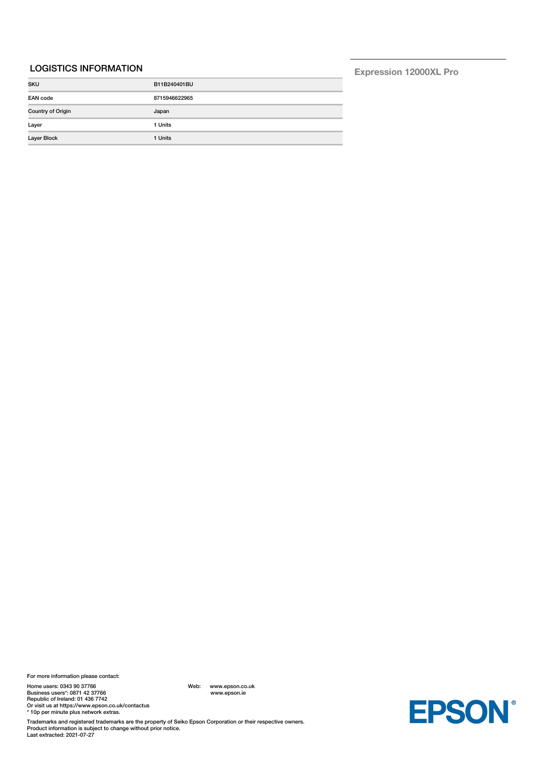## LOGISTICS INFORMATION

| | |
|---|---|
| SKU | B11B240401BU |
| EAN code | 8715946622965 |
| Country of Origin | Japan |
| Layer | 1 Units |
| Layer Block | 1 Units |

**Expression 12000XL Pro**

For more information please contact:

Home users: 0343 90 37766
Business users*: 0871 42 37766
Republic of Ireland: 01 436 7742
Or visit us at https://www.epson.co.uk/contactus
* 10p per minute plus network extras.

Web: www.epson.co.uk
www.epson.ie

Trademarks and registered trademarks are the property of Seiko Epson Corporation or their respective owners.
Product information is subject to change without prior notice.
Last extracted: 2021-07-27

EPSON®